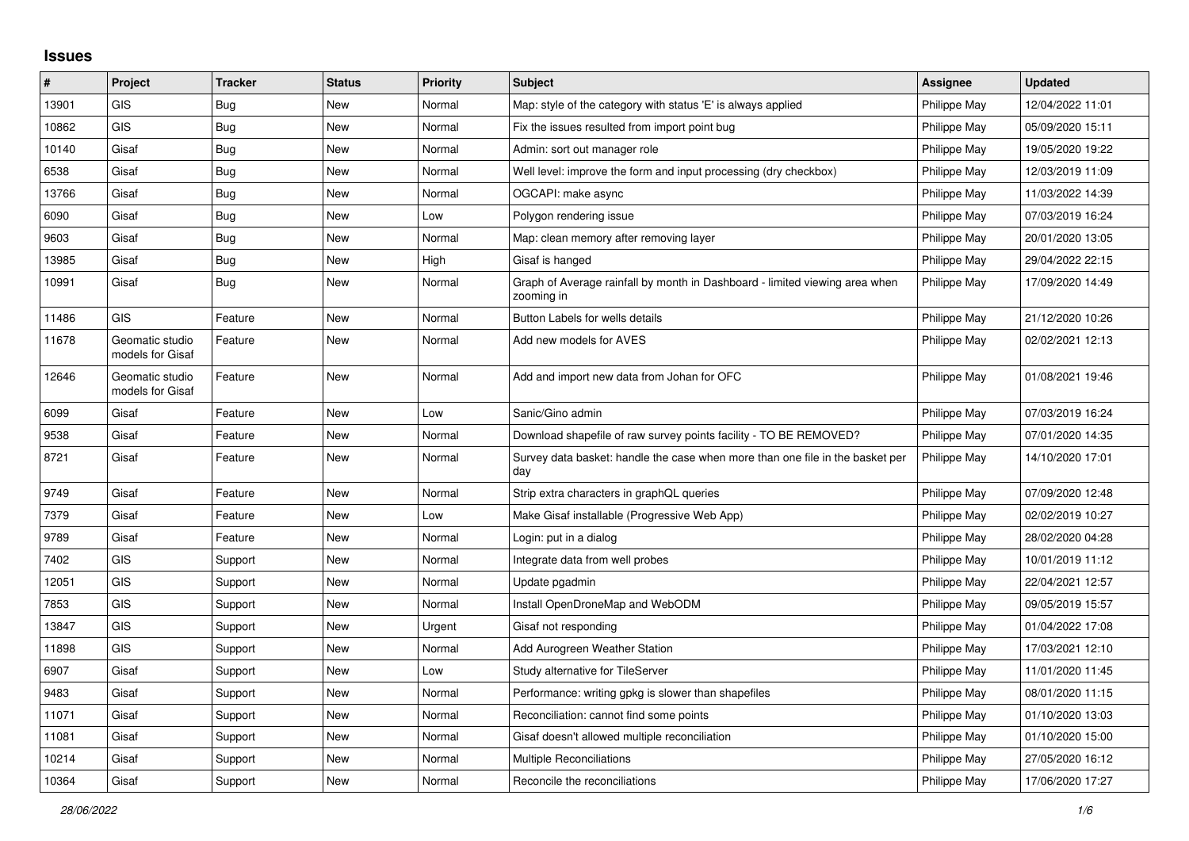# Issues

| # | Project | Tracker | Status | Priority | Subject | Assignee | Updated |
|---|---|---|---|---|---|---|---|
| 13901 | GIS | Bug | New | Normal | Map: style of the category with status 'E' is always applied | Philippe May | 12/04/2022 11:01 |
| 10862 | GIS | Bug | New | Normal | Fix the issues resulted from import point bug | Philippe May | 05/09/2020 15:11 |
| 10140 | Gisaf | Bug | New | Normal | Admin: sort out manager role | Philippe May | 19/05/2020 19:22 |
| 6538 | Gisaf | Bug | New | Normal | Well level: improve the form and input processing (dry checkbox) | Philippe May | 12/03/2019 11:09 |
| 13766 | Gisaf | Bug | New | Normal | OGCAPI: make async | Philippe May | 11/03/2022 14:39 |
| 6090 | Gisaf | Bug | New | Low | Polygon rendering issue | Philippe May | 07/03/2019 16:24 |
| 9603 | Gisaf | Bug | New | Normal | Map: clean memory after removing layer | Philippe May | 20/01/2020 13:05 |
| 13985 | Gisaf | Bug | New | High | Gisaf is hanged | Philippe May | 29/04/2022 22:15 |
| 10991 | Gisaf | Bug | New | Normal | Graph of Average rainfall by month in Dashboard - limited viewing area when zooming in | Philippe May | 17/09/2020 14:49 |
| 11486 | GIS | Feature | New | Normal | Button Labels for wells details | Philippe May | 21/12/2020 10:26 |
| 11678 | Geomatic studio models for Gisaf | Feature | New | Normal | Add new models for AVES | Philippe May | 02/02/2021 12:13 |
| 12646 | Geomatic studio models for Gisaf | Feature | New | Normal | Add and import new data from Johan for OFC | Philippe May | 01/08/2021 19:46 |
| 6099 | Gisaf | Feature | New | Low | Sanic/Gino admin | Philippe May | 07/03/2019 16:24 |
| 9538 | Gisaf | Feature | New | Normal | Download shapefile of raw survey points facility - TO BE REMOVED? | Philippe May | 07/01/2020 14:35 |
| 8721 | Gisaf | Feature | New | Normal | Survey data basket: handle the case when more than one file in the basket per day | Philippe May | 14/10/2020 17:01 |
| 9749 | Gisaf | Feature | New | Normal | Strip extra characters in graphQL queries | Philippe May | 07/09/2020 12:48 |
| 7379 | Gisaf | Feature | New | Low | Make Gisaf installable (Progressive Web App) | Philippe May | 02/02/2019 10:27 |
| 9789 | Gisaf | Feature | New | Normal | Login: put in a dialog | Philippe May | 28/02/2020 04:28 |
| 7402 | GIS | Support | New | Normal | Integrate data from well probes | Philippe May | 10/01/2019 11:12 |
| 12051 | GIS | Support | New | Normal | Update pgadmin | Philippe May | 22/04/2021 12:57 |
| 7853 | GIS | Support | New | Normal | Install OpenDroneMap and WebODM | Philippe May | 09/05/2019 15:57 |
| 13847 | GIS | Support | New | Urgent | Gisaf not responding | Philippe May | 01/04/2022 17:08 |
| 11898 | GIS | Support | New | Normal | Add Aurogreen Weather Station | Philippe May | 17/03/2021 12:10 |
| 6907 | Gisaf | Support | New | Low | Study alternative for TileServer | Philippe May | 11/01/2020 11:45 |
| 9483 | Gisaf | Support | New | Normal | Performance: writing gpkg is slower than shapefiles | Philippe May | 08/01/2020 11:15 |
| 11071 | Gisaf | Support | New | Normal | Reconciliation: cannot find some points | Philippe May | 01/10/2020 13:03 |
| 11081 | Gisaf | Support | New | Normal | Gisaf doesn't allowed multiple reconciliation | Philippe May | 01/10/2020 15:00 |
| 10214 | Gisaf | Support | New | Normal | Multiple Reconciliations | Philippe May | 27/05/2020 16:12 |
| 10364 | Gisaf | Support | New | Normal | Reconcile the reconciliations | Philippe May | 17/06/2020 17:27 |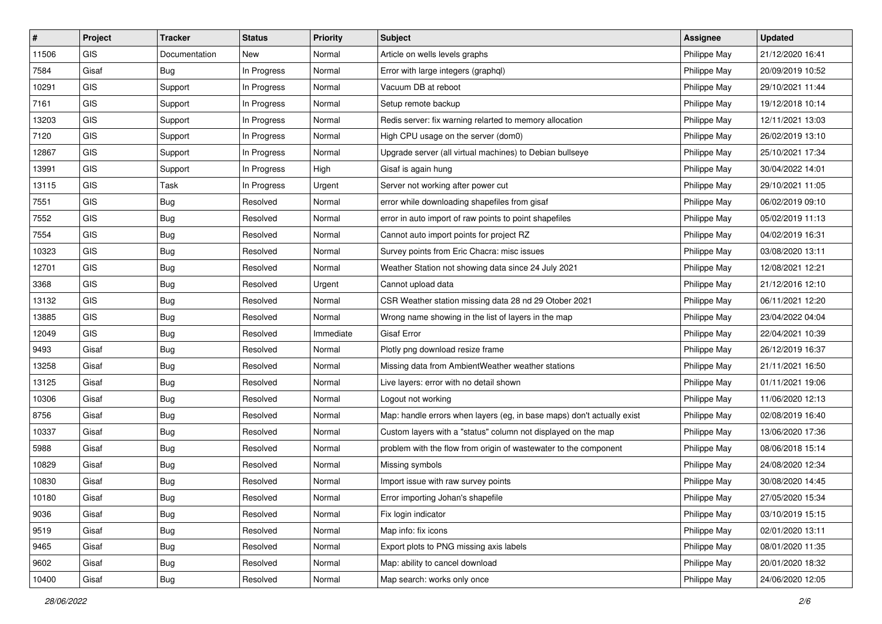| # | Project | Tracker | Status | Priority | Subject | Assignee | Updated |
|---|---|---|---|---|---|---|---|
| 11506 | GIS | Documentation | New | Normal | Article on wells levels graphs | Philippe May | 21/12/2020 16:41 |
| 7584 | Gisaf | Bug | In Progress | Normal | Error with large integers (graphql) | Philippe May | 20/09/2019 10:52 |
| 10291 | GIS | Support | In Progress | Normal | Vacuum DB at reboot | Philippe May | 29/10/2021 11:44 |
| 7161 | GIS | Support | In Progress | Normal | Setup remote backup | Philippe May | 19/12/2018 10:14 |
| 13203 | GIS | Support | In Progress | Normal | Redis server: fix warning relarted to memory allocation | Philippe May | 12/11/2021 13:03 |
| 7120 | GIS | Support | In Progress | Normal | High CPU usage on the server (dom0) | Philippe May | 26/02/2019 13:10 |
| 12867 | GIS | Support | In Progress | Normal | Upgrade server (all virtual machines) to Debian bullseye | Philippe May | 25/10/2021 17:34 |
| 13991 | GIS | Support | In Progress | High | Gisaf is again hung | Philippe May | 30/04/2022 14:01 |
| 13115 | GIS | Task | In Progress | Urgent | Server not working after power cut | Philippe May | 29/10/2021 11:05 |
| 7551 | GIS | Bug | Resolved | Normal | error while downloading shapefiles from gisaf | Philippe May | 06/02/2019 09:10 |
| 7552 | GIS | Bug | Resolved | Normal | error in auto import of raw points to point shapefiles | Philippe May | 05/02/2019 11:13 |
| 7554 | GIS | Bug | Resolved | Normal | Cannot auto import points for project RZ | Philippe May | 04/02/2019 16:31 |
| 10323 | GIS | Bug | Resolved | Normal | Survey points from Eric Chacra: misc issues | Philippe May | 03/08/2020 13:11 |
| 12701 | GIS | Bug | Resolved | Normal | Weather Station not showing data since 24 July 2021 | Philippe May | 12/08/2021 12:21 |
| 3368 | GIS | Bug | Resolved | Urgent | Cannot upload data | Philippe May | 21/12/2016 12:10 |
| 13132 | GIS | Bug | Resolved | Normal | CSR Weather station missing data 28 nd 29 Otober 2021 | Philippe May | 06/11/2021 12:20 |
| 13885 | GIS | Bug | Resolved | Normal | Wrong name showing in the list of layers in the map | Philippe May | 23/04/2022 04:04 |
| 12049 | GIS | Bug | Resolved | Immediate | Gisaf Error | Philippe May | 22/04/2021 10:39 |
| 9493 | Gisaf | Bug | Resolved | Normal | Plotly png download resize frame | Philippe May | 26/12/2019 16:37 |
| 13258 | Gisaf | Bug | Resolved | Normal | Missing data from AmbientWeather weather stations | Philippe May | 21/11/2021 16:50 |
| 13125 | Gisaf | Bug | Resolved | Normal | Live layers: error with no detail shown | Philippe May | 01/11/2021 19:06 |
| 10306 | Gisaf | Bug | Resolved | Normal | Logout not working | Philippe May | 11/06/2020 12:13 |
| 8756 | Gisaf | Bug | Resolved | Normal | Map: handle errors when layers (eg, in base maps) don't actually exist | Philippe May | 02/08/2019 16:40 |
| 10337 | Gisaf | Bug | Resolved | Normal | Custom layers with a "status" column not displayed on the map | Philippe May | 13/06/2020 17:36 |
| 5988 | Gisaf | Bug | Resolved | Normal | problem with the flow from origin of wastewater to the component | Philippe May | 08/06/2018 15:14 |
| 10829 | Gisaf | Bug | Resolved | Normal | Missing symbols | Philippe May | 24/08/2020 12:34 |
| 10830 | Gisaf | Bug | Resolved | Normal | Import issue with raw survey points | Philippe May | 30/08/2020 14:45 |
| 10180 | Gisaf | Bug | Resolved | Normal | Error importing Johan's shapefile | Philippe May | 27/05/2020 15:34 |
| 9036 | Gisaf | Bug | Resolved | Normal | Fix login indicator | Philippe May | 03/10/2019 15:15 |
| 9519 | Gisaf | Bug | Resolved | Normal | Map info: fix icons | Philippe May | 02/01/2020 13:11 |
| 9465 | Gisaf | Bug | Resolved | Normal | Export plots to PNG missing axis labels | Philippe May | 08/01/2020 11:35 |
| 9602 | Gisaf | Bug | Resolved | Normal | Map: ability to cancel download | Philippe May | 20/01/2020 18:32 |
| 10400 | Gisaf | Bug | Resolved | Normal | Map search: works only once | Philippe May | 24/06/2020 12:05 |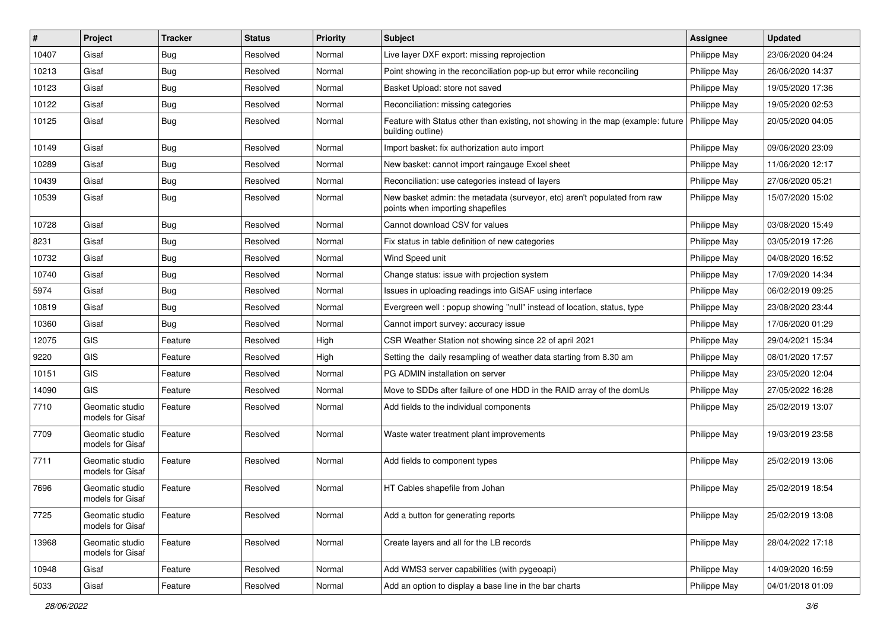| # | Project | Tracker | Status | Priority | Subject | Assignee | Updated |
|---|---|---|---|---|---|---|---|
| 10407 | Gisaf | Bug | Resolved | Normal | Live layer DXF export: missing reprojection | Philippe May | 23/06/2020 04:24 |
| 10213 | Gisaf | Bug | Resolved | Normal | Point showing in the reconciliation pop-up but error while reconciling | Philippe May | 26/06/2020 14:37 |
| 10123 | Gisaf | Bug | Resolved | Normal | Basket Upload: store not saved | Philippe May | 19/05/2020 17:36 |
| 10122 | Gisaf | Bug | Resolved | Normal | Reconciliation: missing categories | Philippe May | 19/05/2020 02:53 |
| 10125 | Gisaf | Bug | Resolved | Normal | Feature with Status other than existing, not showing in the map (example: future building outline) | Philippe May | 20/05/2020 04:05 |
| 10149 | Gisaf | Bug | Resolved | Normal | Import basket: fix authorization auto import | Philippe May | 09/06/2020 23:09 |
| 10289 | Gisaf | Bug | Resolved | Normal | New basket: cannot import raingauge Excel sheet | Philippe May | 11/06/2020 12:17 |
| 10439 | Gisaf | Bug | Resolved | Normal | Reconciliation: use categories instead of layers | Philippe May | 27/06/2020 05:21 |
| 10539 | Gisaf | Bug | Resolved | Normal | New basket admin: the metadata (surveyor, etc) aren't populated from raw points when importing shapefiles | Philippe May | 15/07/2020 15:02 |
| 10728 | Gisaf | Bug | Resolved | Normal | Cannot download CSV for values | Philippe May | 03/08/2020 15:49 |
| 8231 | Gisaf | Bug | Resolved | Normal | Fix status in table definition of new categories | Philippe May | 03/05/2019 17:26 |
| 10732 | Gisaf | Bug | Resolved | Normal | Wind Speed unit | Philippe May | 04/08/2020 16:52 |
| 10740 | Gisaf | Bug | Resolved | Normal | Change status: issue with projection system | Philippe May | 17/09/2020 14:34 |
| 5974 | Gisaf | Bug | Resolved | Normal | Issues in uploading readings into GISAF using interface | Philippe May | 06/02/2019 09:25 |
| 10819 | Gisaf | Bug | Resolved | Normal | Evergreen well : popup showing "null" instead of location, status, type | Philippe May | 23/08/2020 23:44 |
| 10360 | Gisaf | Bug | Resolved | Normal | Cannot import survey: accuracy issue | Philippe May | 17/06/2020 01:29 |
| 12075 | GIS | Feature | Resolved | High | CSR Weather Station not showing since 22 of april 2021 | Philippe May | 29/04/2021 15:34 |
| 9220 | GIS | Feature | Resolved | High | Setting the daily resampling of weather data starting from 8.30 am | Philippe May | 08/01/2020 17:57 |
| 10151 | GIS | Feature | Resolved | Normal | PG ADMIN installation on server | Philippe May | 23/05/2020 12:04 |
| 14090 | GIS | Feature | Resolved | Normal | Move to SDDs after failure of one HDD in the RAID array of the domUs | Philippe May | 27/05/2022 16:28 |
| 7710 | Geomatic studio models for Gisaf | Feature | Resolved | Normal | Add fields to the individual components | Philippe May | 25/02/2019 13:07 |
| 7709 | Geomatic studio models for Gisaf | Feature | Resolved | Normal | Waste water treatment plant improvements | Philippe May | 19/03/2019 23:58 |
| 7711 | Geomatic studio models for Gisaf | Feature | Resolved | Normal | Add fields to component types | Philippe May | 25/02/2019 13:06 |
| 7696 | Geomatic studio models for Gisaf | Feature | Resolved | Normal | HT Cables shapefile from Johan | Philippe May | 25/02/2019 18:54 |
| 7725 | Geomatic studio models for Gisaf | Feature | Resolved | Normal | Add a button for generating reports | Philippe May | 25/02/2019 13:08 |
| 13968 | Geomatic studio models for Gisaf | Feature | Resolved | Normal | Create layers and all for the LB records | Philippe May | 28/04/2022 17:18 |
| 10948 | Gisaf | Feature | Resolved | Normal | Add WMS3 server capabilities (with pygeoapi) | Philippe May | 14/09/2020 16:59 |
| 5033 | Gisaf | Feature | Resolved | Normal | Add an option to display a base line in the bar charts | Philippe May | 04/01/2018 01:09 |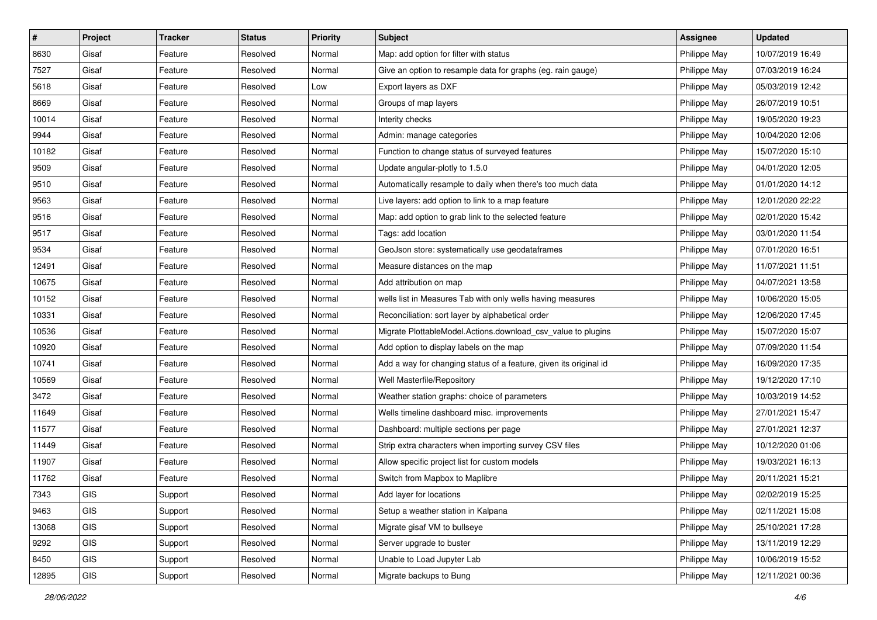| # | Project | Tracker | Status | Priority | Subject | Assignee | Updated |
| --- | --- | --- | --- | --- | --- | --- | --- |
| 8630 | Gisaf | Feature | Resolved | Normal | Map: add option for filter with status | Philippe May | 10/07/2019 16:49 |
| 7527 | Gisaf | Feature | Resolved | Normal | Give an option to resample data for graphs (eg. rain gauge) | Philippe May | 07/03/2019 16:24 |
| 5618 | Gisaf | Feature | Resolved | Low | Export layers as DXF | Philippe May | 05/03/2019 12:42 |
| 8669 | Gisaf | Feature | Resolved | Normal | Groups of map layers | Philippe May | 26/07/2019 10:51 |
| 10014 | Gisaf | Feature | Resolved | Normal | Interity checks | Philippe May | 19/05/2020 19:23 |
| 9944 | Gisaf | Feature | Resolved | Normal | Admin: manage categories | Philippe May | 10/04/2020 12:06 |
| 10182 | Gisaf | Feature | Resolved | Normal | Function to change status of surveyed features | Philippe May | 15/07/2020 15:10 |
| 9509 | Gisaf | Feature | Resolved | Normal | Update angular-plotly to 1.5.0 | Philippe May | 04/01/2020 12:05 |
| 9510 | Gisaf | Feature | Resolved | Normal | Automatically resample to daily when there's too much data | Philippe May | 01/01/2020 14:12 |
| 9563 | Gisaf | Feature | Resolved | Normal | Live layers: add option to link to a map feature | Philippe May | 12/01/2020 22:22 |
| 9516 | Gisaf | Feature | Resolved | Normal | Map: add option to grab link to the selected feature | Philippe May | 02/01/2020 15:42 |
| 9517 | Gisaf | Feature | Resolved | Normal | Tags: add location | Philippe May | 03/01/2020 11:54 |
| 9534 | Gisaf | Feature | Resolved | Normal | GeoJson store: systematically use geodataframes | Philippe May | 07/01/2020 16:51 |
| 12491 | Gisaf | Feature | Resolved | Normal | Measure distances on the map | Philippe May | 11/07/2021 11:51 |
| 10675 | Gisaf | Feature | Resolved | Normal | Add attribution on map | Philippe May | 04/07/2021 13:58 |
| 10152 | Gisaf | Feature | Resolved | Normal | wells list in Measures Tab with only wells having measures | Philippe May | 10/06/2020 15:05 |
| 10331 | Gisaf | Feature | Resolved | Normal | Reconciliation: sort layer by alphabetical order | Philippe May | 12/06/2020 17:45 |
| 10536 | Gisaf | Feature | Resolved | Normal | Migrate PlottableModel.Actions.download_csv_value to plugins | Philippe May | 15/07/2020 15:07 |
| 10920 | Gisaf | Feature | Resolved | Normal | Add option to display labels on the map | Philippe May | 07/09/2020 11:54 |
| 10741 | Gisaf | Feature | Resolved | Normal | Add a way for changing status of a feature, given its original id | Philippe May | 16/09/2020 17:35 |
| 10569 | Gisaf | Feature | Resolved | Normal | Well Masterfile/Repository | Philippe May | 19/12/2020 17:10 |
| 3472 | Gisaf | Feature | Resolved | Normal | Weather station graphs: choice of parameters | Philippe May | 10/03/2019 14:52 |
| 11649 | Gisaf | Feature | Resolved | Normal | Wells timeline dashboard misc. improvements | Philippe May | 27/01/2021 15:47 |
| 11577 | Gisaf | Feature | Resolved | Normal | Dashboard: multiple sections per page | Philippe May | 27/01/2021 12:37 |
| 11449 | Gisaf | Feature | Resolved | Normal | Strip extra characters when importing survey CSV files | Philippe May | 10/12/2020 01:06 |
| 11907 | Gisaf | Feature | Resolved | Normal | Allow specific project list for custom models | Philippe May | 19/03/2021 16:13 |
| 11762 | Gisaf | Feature | Resolved | Normal | Switch from Mapbox to Maplibre | Philippe May | 20/11/2021 15:21 |
| 7343 | GIS | Support | Resolved | Normal | Add layer for locations | Philippe May | 02/02/2019 15:25 |
| 9463 | GIS | Support | Resolved | Normal | Setup a weather station in Kalpana | Philippe May | 02/11/2021 15:08 |
| 13068 | GIS | Support | Resolved | Normal | Migrate gisaf VM to bullseye | Philippe May | 25/10/2021 17:28 |
| 9292 | GIS | Support | Resolved | Normal | Server upgrade to buster | Philippe May | 13/11/2019 12:29 |
| 8450 | GIS | Support | Resolved | Normal | Unable to Load Jupyter Lab | Philippe May | 10/06/2019 15:52 |
| 12895 | GIS | Support | Resolved | Normal | Migrate backups to Bung | Philippe May | 12/11/2021 00:36 |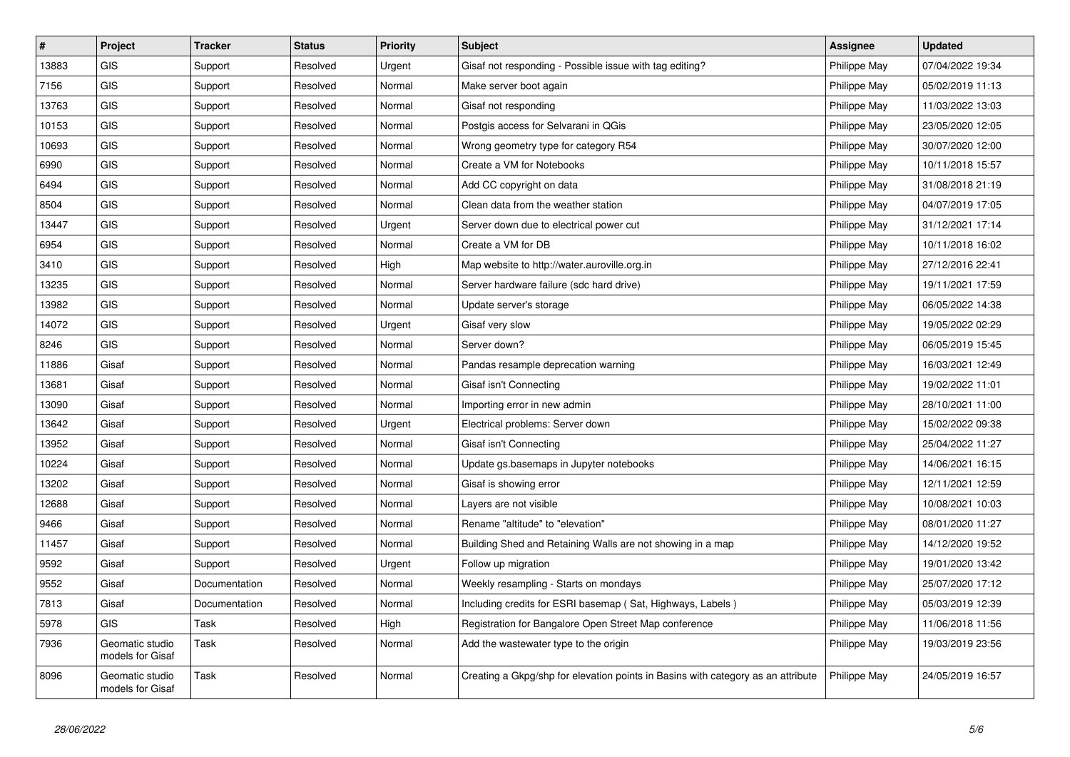| # | Project | Tracker | Status | Priority | Subject | Assignee | Updated |
|---|---|---|---|---|---|---|---|
| 13883 | GIS | Support | Resolved | Urgent | Gisaf not responding - Possible issue with tag editing? | Philippe May | 07/04/2022 19:34 |
| 7156 | GIS | Support | Resolved | Normal | Make server boot again | Philippe May | 05/02/2019 11:13 |
| 13763 | GIS | Support | Resolved | Normal | Gisaf not responding | Philippe May | 11/03/2022 13:03 |
| 10153 | GIS | Support | Resolved | Normal | Postgis access for Selvarani in QGis | Philippe May | 23/05/2020 12:05 |
| 10693 | GIS | Support | Resolved | Normal | Wrong geometry type for category R54 | Philippe May | 30/07/2020 12:00 |
| 6990 | GIS | Support | Resolved | Normal | Create a VM for Notebooks | Philippe May | 10/11/2018 15:57 |
| 6494 | GIS | Support | Resolved | Normal | Add CC copyright on data | Philippe May | 31/08/2018 21:19 |
| 8504 | GIS | Support | Resolved | Normal | Clean data from the weather station | Philippe May | 04/07/2019 17:05 |
| 13447 | GIS | Support | Resolved | Urgent | Server down due to electrical power cut | Philippe May | 31/12/2021 17:14 |
| 6954 | GIS | Support | Resolved | Normal | Create a VM for DB | Philippe May | 10/11/2018 16:02 |
| 3410 | GIS | Support | Resolved | High | Map website to http://water.auroville.org.in | Philippe May | 27/12/2016 22:41 |
| 13235 | GIS | Support | Resolved | Normal | Server hardware failure (sdc hard drive) | Philippe May | 19/11/2021 17:59 |
| 13982 | GIS | Support | Resolved | Normal | Update server's storage | Philippe May | 06/05/2022 14:38 |
| 14072 | GIS | Support | Resolved | Urgent | Gisaf very slow | Philippe May | 19/05/2022 02:29 |
| 8246 | GIS | Support | Resolved | Normal | Server down? | Philippe May | 06/05/2019 15:45 |
| 11886 | Gisaf | Support | Resolved | Normal | Pandas resample deprecation warning | Philippe May | 16/03/2021 12:49 |
| 13681 | Gisaf | Support | Resolved | Normal | Gisaf isn't Connecting | Philippe May | 19/02/2022 11:01 |
| 13090 | Gisaf | Support | Resolved | Normal | Importing error in new admin | Philippe May | 28/10/2021 11:00 |
| 13642 | Gisaf | Support | Resolved | Urgent | Electrical problems: Server down | Philippe May | 15/02/2022 09:38 |
| 13952 | Gisaf | Support | Resolved | Normal | Gisaf isn't Connecting | Philippe May | 25/04/2022 11:27 |
| 10224 | Gisaf | Support | Resolved | Normal | Update gs.basemaps in Jupyter notebooks | Philippe May | 14/06/2021 16:15 |
| 13202 | Gisaf | Support | Resolved | Normal | Gisaf is showing error | Philippe May | 12/11/2021 12:59 |
| 12688 | Gisaf | Support | Resolved | Normal | Layers are not visible | Philippe May | 10/08/2021 10:03 |
| 9466 | Gisaf | Support | Resolved | Normal | Rename "altitude" to "elevation" | Philippe May | 08/01/2020 11:27 |
| 11457 | Gisaf | Support | Resolved | Normal | Building Shed and Retaining Walls are not showing in a map | Philippe May | 14/12/2020 19:52 |
| 9592 | Gisaf | Support | Resolved | Urgent | Follow up migration | Philippe May | 19/01/2020 13:42 |
| 9552 | Gisaf | Documentation | Resolved | Normal | Weekly resampling - Starts on mondays | Philippe May | 25/07/2020 17:12 |
| 7813 | Gisaf | Documentation | Resolved | Normal | Including credits for ESRI basemap ( Sat, Highways, Labels ) | Philippe May | 05/03/2019 12:39 |
| 5978 | GIS | Task | Resolved | High | Registration for Bangalore Open Street Map conference | Philippe May | 11/06/2018 11:56 |
| 7936 | Geomatic studio models for Gisaf | Task | Resolved | Normal | Add the wastewater type to the origin | Philippe May | 19/03/2019 23:56 |
| 8096 | Geomatic studio models for Gisaf | Task | Resolved | Normal | Creating a Gkpg/shp for elevation points in Basins with category as an attribute | Philippe May | 24/05/2019 16:57 |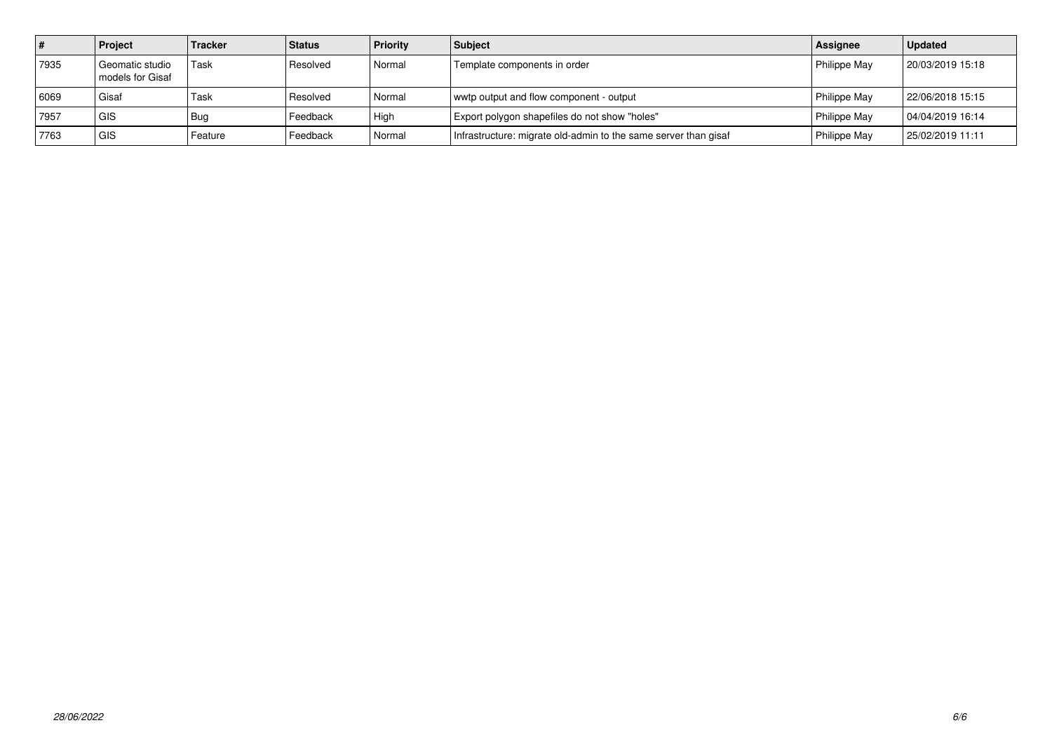| # | Project | Tracker | Status | Priority | Subject | Assignee | Updated |
|---|---|---|---|---|---|---|---|
| 7935 | Geomatic studio models for Gisaf | Task | Resolved | Normal | Template components in order | Philippe May | 20/03/2019 15:18 |
| 6069 | Gisaf | Task | Resolved | Normal | wwtp output and flow component - output | Philippe May | 22/06/2018 15:15 |
| 7957 | GIS | Bug | Feedback | High | Export polygon shapefiles do not show "holes" | Philippe May | 04/04/2019 16:14 |
| 7763 | GIS | Feature | Feedback | Normal | Infrastructure: migrate old-admin to the same server than gisaf | Philippe May | 25/02/2019 11:11 |